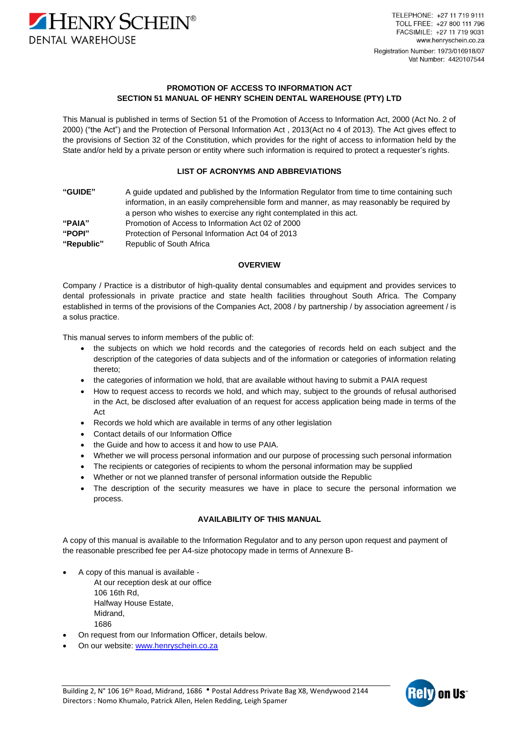# PROMOTION OF ACCESS TO INFORMATION ACT
## SECTION 51 MANUAL OF HENRY SCHEIN DENTAL WAREHOUSE (PTY) LTD

This Manual is published in terms of Section 51 of the Promotion of Access to Information Act, 2000 (Act No. 2 of 2000) ("the Act") and the Protection of Personal Information Act , 2013(Act no 4 of 2013). The Act gives effect to the provisions of Section 32 of the Constitution, which provides for the right of access to information held by the State and/or held by a private person or entity where such information is required to protect a requester's rights.

### LIST OF ACRONYMS AND ABBREVIATIONS

| | |
|---|---|
| **"GUIDE"** | A guide updated and published by the Information Regulator from time to time containing such information, in an easily comprehensible form and manner, as may reasonably be required by a person who wishes to exercise any right contemplated in this act. |
| **"PAIA"** | Promotion of Access to Information Act 02 of 2000 |
| **"POPI"** | Protection of Personal Information Act 04 of 2013 |
| **"Republic"** | Republic of South Africa |

### OVERVIEW

Company / Practice is a distributor of high-quality dental consumables and equipment and provides services to dental professionals in private practice and state health facilities throughout South Africa. The Company established in terms of the provisions of the Companies Act, 2008 / by partnership / by association agreement / is a solus practice.

This manual serves to inform members of the public of:

- the subjects on which we hold records and the categories of records held on each subject and the description of the categories of data subjects and of the information or categories of information relating thereto;
- the categories of information we hold, that are available without having to submit a PAIA request
- How to request access to records we hold, and which may, subject to the grounds of refusal authorised in the Act, be disclosed after evaluation of an request for access application being made in terms of the Act
- Records we hold which are available in terms of any other legislation
- Contact details of our Information Office
- the Guide and how to access it and how to use PAIA.
- Whether we will process personal information and our purpose of processing such personal information
- The recipients or categories of recipients to whom the personal information may be supplied
- Whether or not we planned transfer of personal information outside the Republic
- The description of the security measures we have in place to secure the personal information we process.

### AVAILABILITY OF THIS MANUAL

A copy of this manual is available to the Information Regulator and to any person upon request and payment of the reasonable prescribed fee per A4-size photocopy made in terms of Annexure B-

- A copy of this manual is available -
  At our reception desk at our office
  106 16th Rd,
  Halfway House Estate,
  Midrand,
  1686
- On request from our Information Officer, details below.
- On our website: [www.henryschein.co.za](http://www.henryschein.co.za)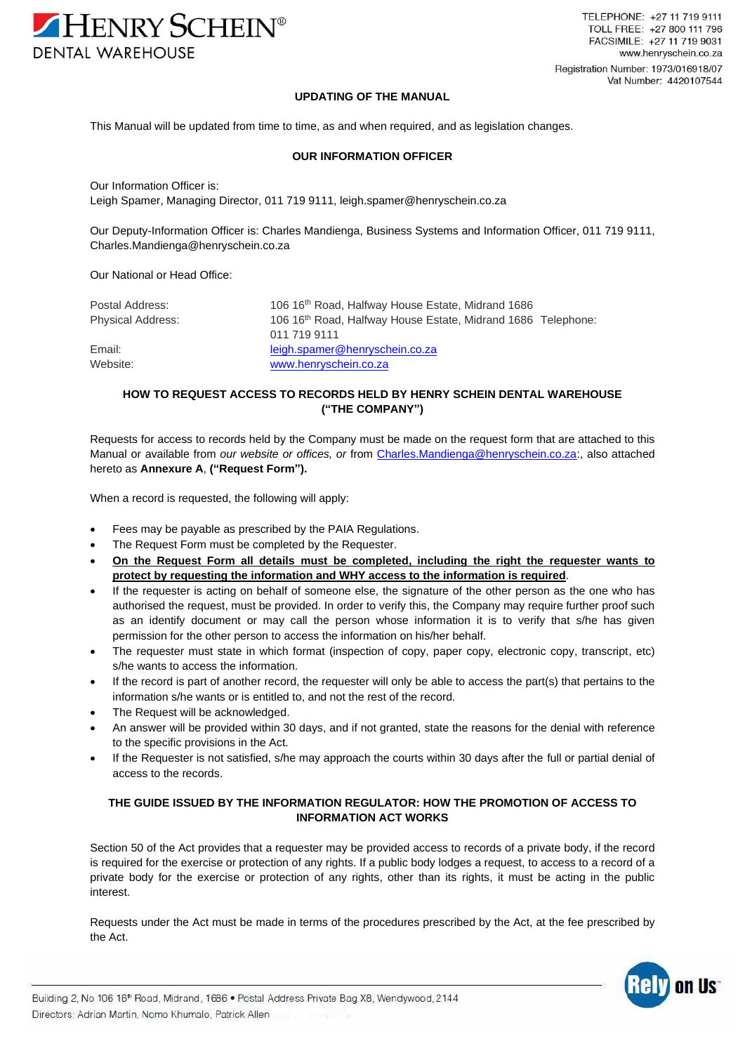## UPDATING OF THE MANUAL

This Manual will be updated from time to time, as and when required, and as legislation changes.

## OUR INFORMATION OFFICER

Our Information Officer is:
Leigh Spamer, Managing Director, 011 719 9111, leigh.spamer@henryschein.co.za

Our Deputy-Information Officer is: Charles Mandienga, Business Systems and Information Officer, 011 719 9111, Charles.Mandienga@henryschein.co.za

Our National or Head Office:

| | |
|---|---|
| Postal Address: | 106 16th Road, Halfway House Estate, Midrand 1686 |
| Physical Address: | 106 16th Road, Halfway House Estate, Midrand 1686 Telephone: 011 719 9111 |
| Email: | leigh.spamer@henryschein.co.za |
| Website: | www.henryschein.co.za |

## HOW TO REQUEST ACCESS TO RECORDS HELD BY HENRY SCHEIN DENTAL WAREHOUSE ("THE COMPANY")

Requests for access to records held by the Company must be made on the request form that are attached to this Manual or available from *our website or offices, or* from Charles.Mandienga@henryschein.co.za:, also attached hereto as **Annexure A**, **("Request Form").**

When a record is requested, the following will apply:

- Fees may be payable as prescribed by the PAIA Regulations.
- The Request Form must be completed by the Requester.
- **On the Request Form all details must be completed, including the right the requester wants to protect by requesting the information and WHY access to the information is required**.
- If the requester is acting on behalf of someone else, the signature of the other person as the one who has authorised the request, must be provided. In order to verify this, the Company may require further proof such as an identify document or may call the person whose information it is to verify that s/he has given permission for the other person to access the information on his/her behalf.
- The requester must state in which format (inspection of copy, paper copy, electronic copy, transcript, etc) s/he wants to access the information.
- If the record is part of another record, the requester will only be able to access the part(s) that pertains to the information s/he wants or is entitled to, and not the rest of the record.
- The Request will be acknowledged.
- An answer will be provided within 30 days, and if not granted, state the reasons for the denial with reference to the specific provisions in the Act.
- If the Requester is not satisfied, s/he may approach the courts within 30 days after the full or partial denial of access to the records.

## THE GUIDE ISSUED BY THE INFORMATION REGULATOR: HOW THE PROMOTION OF ACCESS TO INFORMATION ACT WORKS

Section 50 of the Act provides that a requester may be provided access to records of a private body, if the record is required for the exercise or protection of any rights. If a public body lodges a request, to access to a record of a private body for the exercise or protection of any rights, other than its rights, it must be acting in the public interest.

Requests under the Act must be made in terms of the procedures prescribed by the Act, at the fee prescribed by the Act.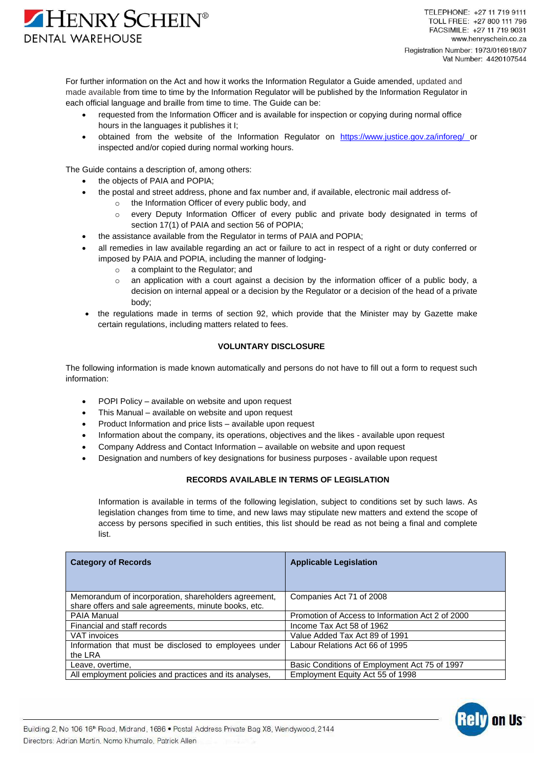For further information on the Act and how it works the Information Regulator a Guide amended, updated and made available from time to time by the Information Regulator will be published by the Information Regulator in each official language and braille from time to time. The Guide can be:

- requested from the Information Officer and is available for inspection or copying during normal office hours in the languages it publishes it I;
- obtained from the website of the Information Regulator on https://www.justice.gov.za/inforeg/ or inspected and/or copied during normal working hours.

The Guide contains a description of, among others:

- the objects of PAIA and POPIA;
- the postal and street address, phone and fax number and, if available, electronic mail address of-
  - the Information Officer of every public body, and
  - every Deputy Information Officer of every public and private body designated in terms of section 17(1) of PAIA and section 56 of POPIA;
- the assistance available from the Regulator in terms of PAIA and POPIA;
- all remedies in law available regarding an act or failure to act in respect of a right or duty conferred or imposed by PAIA and POPIA, including the manner of lodging-
  - a complaint to the Regulator; and
  - an application with a court against a decision by the information officer of a public body, a decision on internal appeal or a decision by the Regulator or a decision of the head of a private body;
- the regulations made in terms of section 92, which provide that the Minister may by Gazette make certain regulations, including matters related to fees.

## VOLUNTARY DISCLOSURE

The following information is made known automatically and persons do not have to fill out a form to request such information:

- POPI Policy – available on website and upon request
- This Manual – available on website and upon request
- Product Information and price lists – available upon request
- Information about the company, its operations, objectives and the likes - available upon request
- Company Address and Contact Information – available on website and upon request
- Designation and numbers of key designations for business purposes - available upon request

## RECORDS AVAILABLE IN TERMS OF LEGISLATION

Information is available in terms of the following legislation, subject to conditions set by such laws. As legislation changes from time to time, and new laws may stipulate new matters and extend the scope of access by persons specified in such entities, this list should be read as not being a final and complete list.

| Category of Records | Applicable Legislation |
| --- | --- |
| Memorandum of incorporation, shareholders agreement, share offers and sale agreements, minute books, etc. | Companies Act 71 of 2008 |
| PAIA Manual | Promotion of Access to Information Act 2 of 2000 |
| Financial and staff records | Income Tax Act 58 of 1962 |
| VAT invoices | Value Added Tax Act 89 of 1991 |
| Information that must be disclosed to employees under the LRA | Labour Relations Act 66 of 1995 |
| Leave, overtime, | Basic Conditions of Employment Act 75 of 1997 |
| All employment policies and practices and its analyses, | Employment Equity Act 55 of 1998 |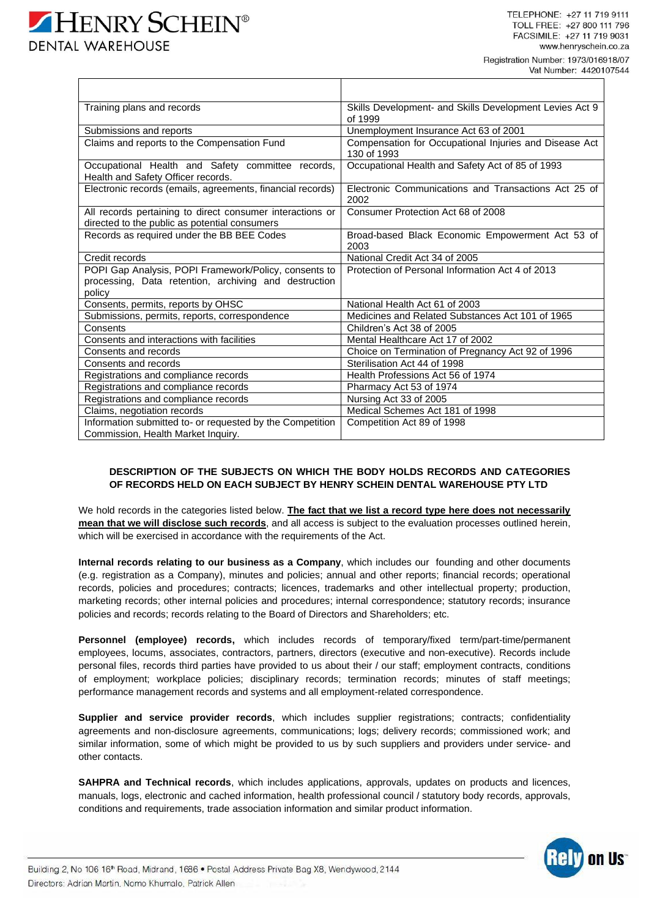| | |
|---|---|
| Training plans and records | Skills Development- and Skills Development Levies Act 9 of 1999 |
| Submissions and reports | Unemployment Insurance Act 63 of 2001 |
| Claims and reports to the Compensation Fund | Compensation for Occupational Injuries and Disease Act 130 of 1993 |
| Occupational Health and Safety committee records, Health and Safety Officer records. | Occupational Health and Safety Act of 85 of 1993 |
| Electronic records (emails, agreements, financial records) | Electronic Communications and Transactions Act 25 of 2002 |
| All records pertaining to direct consumer interactions or directed to the public as potential consumers | Consumer Protection Act 68 of 2008 |
| Records as required under the BB BEE Codes | Broad-based Black Economic Empowerment Act 53 of 2003 |
| Credit records | National Credit Act 34 of 2005 |
| POPI Gap Analysis, POPI Framework/Policy, consents to processing, Data retention, archiving and destruction policy | Protection of Personal Information Act 4 of 2013 |
| Consents, permits, reports by OHSC | National Health Act 61 of 2003 |
| Submissions, permits, reports, correspondence | Medicines and Related Substances Act 101 of 1965 |
| Consents | Children's Act 38 of 2005 |
| Consents and interactions with facilities | Mental Healthcare Act 17 of 2002 |
| Consents and records | Choice on Termination of Pregnancy Act 92 of 1996 |
| Consents and records | Sterilisation Act 44 of 1998 |
| Registrations and compliance records | Health Professions Act 56 of 1974 |
| Registrations and compliance records | Pharmacy Act 53 of 1974 |
| Registrations and compliance records | Nursing Act 33 of 2005 |
| Claims, negotiation records | Medical Schemes Act 181 of 1998 |
| Information submitted to- or requested by the Competition Commission, Health Market Inquiry. | Competition Act 89 of 1998 |

**DESCRIPTION OF THE SUBJECTS ON WHICH THE BODY HOLDS RECORDS AND CATEGORIES OF RECORDS HELD ON EACH SUBJECT BY HENRY SCHEIN DENTAL WAREHOUSE PTY LTD**

We hold records in the categories listed below. **The fact that we list a record type here does not necessarily mean that we will disclose such records**, and all access is subject to the evaluation processes outlined herein, which will be exercised in accordance with the requirements of the Act.

**Internal records relating to our business as a Company**, which includes our founding and other documents (e.g. registration as a Company), minutes and policies; annual and other reports; financial records; operational records, policies and procedures; contracts; licences, trademarks and other intellectual property; production, marketing records; other internal policies and procedures; internal correspondence; statutory records; insurance policies and records; records relating to the Board of Directors and Shareholders; etc.

**Personnel (employee) records,** which includes records of temporary/fixed term/part-time/permanent employees, locums, associates, contractors, partners, directors (executive and non-executive). Records include personal files, records third parties have provided to us about their / our staff; employment contracts, conditions of employment; workplace policies; disciplinary records; termination records; minutes of staff meetings; performance management records and systems and all employment-related correspondence.

**Supplier and service provider records**, which includes supplier registrations; contracts; confidentiality agreements and non-disclosure agreements, communications; logs; delivery records; commissioned work; and similar information, some of which might be provided to us by such suppliers and providers under service- and other contacts.

**SAHPRA and Technical records**, which includes applications, approvals, updates on products and licences, manuals, logs, electronic and cached information, health professional council / statutory body records, approvals, conditions and requirements, trade association information and similar product information.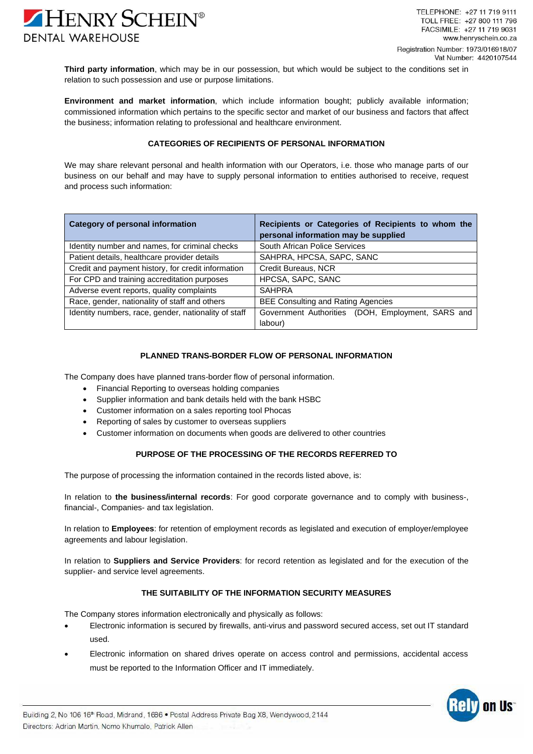**Third party information**, which may be in our possession, but which would be subject to the conditions set in relation to such possession and use or purpose limitations.

**Environment and market information**, which include information bought; publicly available information; commissioned information which pertains to the specific sector and market of our business and factors that affect the business; information relating to professional and healthcare environment.

## CATEGORIES OF RECIPIENTS OF PERSONAL INFORMATION

We may share relevant personal and health information with our Operators, i.e. those who manage parts of our business on our behalf and may have to supply personal information to entities authorised to receive, request and process such information:

| Category of personal information | Recipients or Categories of Recipients to whom the personal information may be supplied |
|---|---|
| Identity number and names, for criminal checks | South African Police Services |
| Patient details, healthcare provider details | SAHPRA, HPCSA, SAPC, SANC |
| Credit and payment history, for credit information | Credit Bureaus, NCR |
| For CPD and training accreditation purposes | HPCSA, SAPC, SANC |
| Adverse event reports, quality complaints | SAHPRA |
| Race, gender, nationality of staff and others | BEE Consulting and Rating Agencies |
| Identity numbers, race, gender, nationality of staff | Government Authorities (DOH, Employment, SARS and labour) |

## PLANNED TRANS-BORDER FLOW OF PERSONAL INFORMATION

The Company does have planned trans-border flow of personal information.

- Financial Reporting to overseas holding companies
- Supplier information and bank details held with the bank HSBC
- Customer information on a sales reporting tool Phocas
- Reporting of sales by customer to overseas suppliers
- Customer information on documents when goods are delivered to other countries

## PURPOSE OF THE PROCESSING OF THE RECORDS REFERRED TO

The purpose of processing the information contained in the records listed above, is:

In relation to **the business/internal records**: For good corporate governance and to comply with business-, financial-, Companies- and tax legislation.

In relation to **Employees**: for retention of employment records as legislated and execution of employer/employee agreements and labour legislation.

In relation to **Suppliers and Service Providers**: for record retention as legislated and for the execution of the supplier- and service level agreements.

## THE SUITABILITY OF THE INFORMATION SECURITY MEASURES

The Company stores information electronically and physically as follows:

- Electronic information is secured by firewalls, anti-virus and password secured access, set out IT standard used.
- Electronic information on shared drives operate on access control and permissions, accidental access must be reported to the Information Officer and IT immediately.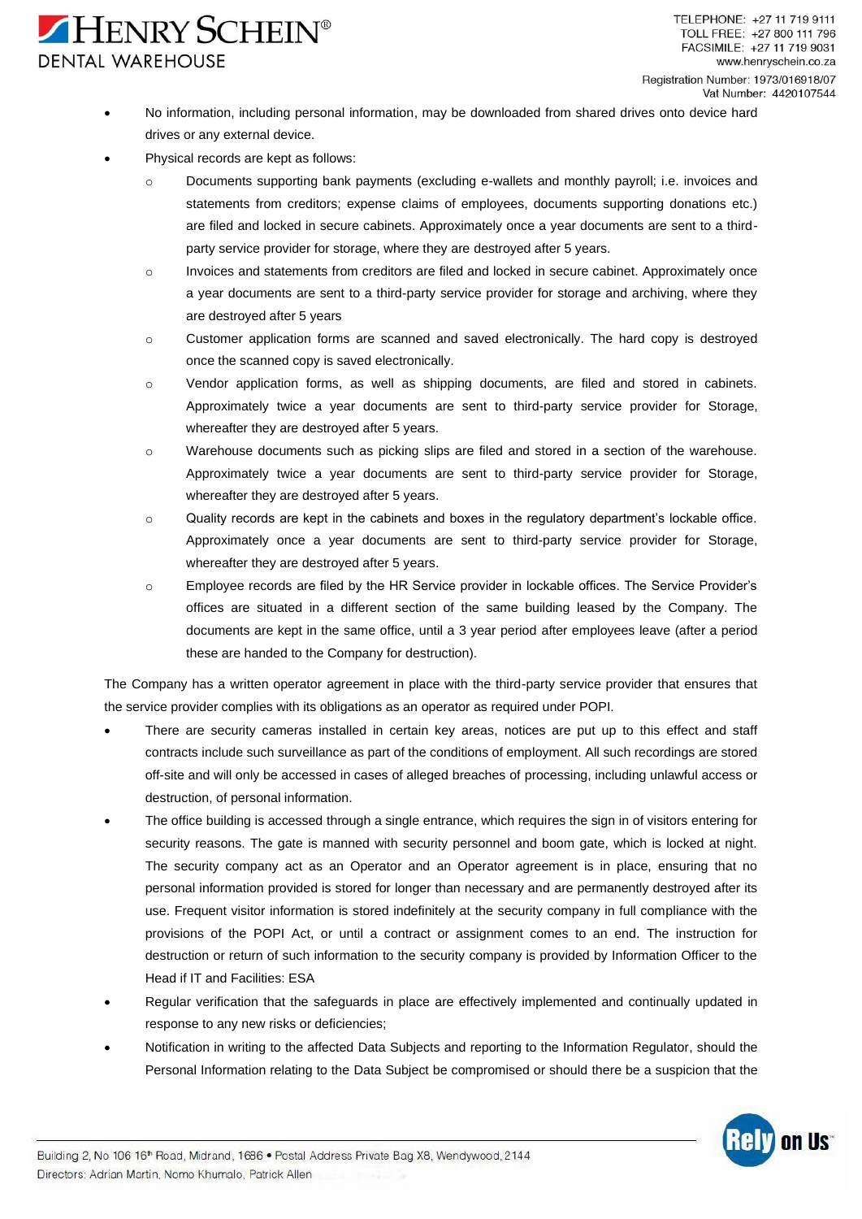- No information, including personal information, may be downloaded from shared drives onto device hard drives or any external device.
- Physical records are kept as follows:
    - Documents supporting bank payments (excluding e-wallets and monthly payroll; i.e. invoices and statements from creditors; expense claims of employees, documents supporting donations etc.) are filed and locked in secure cabinets. Approximately once a year documents are sent to a third-party service provider for storage, where they are destroyed after 5 years.
    - Invoices and statements from creditors are filed and locked in secure cabinet. Approximately once a year documents are sent to a third-party service provider for storage and archiving, where they are destroyed after 5 years
    - Customer application forms are scanned and saved electronically. The hard copy is destroyed once the scanned copy is saved electronically.
    - Vendor application forms, as well as shipping documents, are filed and stored in cabinets. Approximately twice a year documents are sent to third-party service provider for Storage, whereafter they are destroyed after 5 years.
    - Warehouse documents such as picking slips are filed and stored in a section of the warehouse. Approximately twice a year documents are sent to third-party service provider for Storage, whereafter they are destroyed after 5 years.
    - Quality records are kept in the cabinets and boxes in the regulatory department's lockable office. Approximately once a year documents are sent to third-party service provider for Storage, whereafter they are destroyed after 5 years.
    - Employee records are filed by the HR Service provider in lockable offices. The Service Provider's offices are situated in a different section of the same building leased by the Company. The documents are kept in the same office, until a 3 year period after employees leave (after a period these are handed to the Company for destruction).

The Company has a written operator agreement in place with the third-party service provider that ensures that the service provider complies with its obligations as an operator as required under POPI.

- There are security cameras installed in certain key areas, notices are put up to this effect and staff contracts include such surveillance as part of the conditions of employment. All such recordings are stored off-site and will only be accessed in cases of alleged breaches of processing, including unlawful access or destruction, of personal information.
- The office building is accessed through a single entrance, which requires the sign in of visitors entering for security reasons. The gate is manned with security personnel and boom gate, which is locked at night. The security company act as an Operator and an Operator agreement is in place, ensuring that no personal information provided is stored for longer than necessary and are permanently destroyed after its use. Frequent visitor information is stored indefinitely at the security company in full compliance with the provisions of the POPI Act, or until a contract or assignment comes to an end. The instruction for destruction or return of such information to the security company is provided by Information Officer to the Head if IT and Facilities: ESA
- Regular verification that the safeguards in place are effectively implemented and continually updated in response to any new risks or deficiencies;
- Notification in writing to the affected Data Subjects and reporting to the Information Regulator, should the Personal Information relating to the Data Subject be compromised or should there be a suspicion that the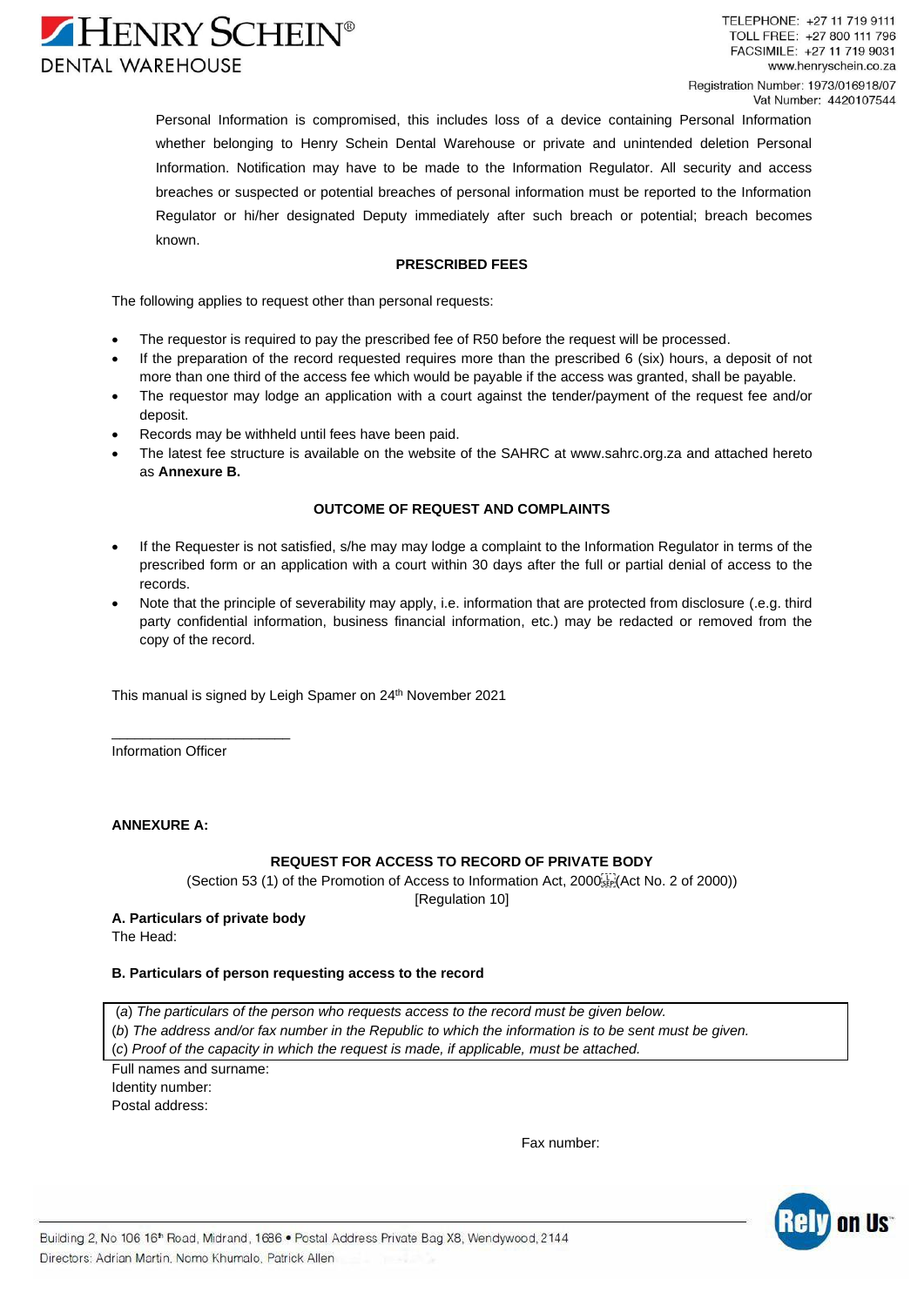Personal Information is compromised, this includes loss of a device containing Personal Information whether belonging to Henry Schein Dental Warehouse or private and unintended deletion Personal Information. Notification may have to be made to the Information Regulator. All security and access breaches or suspected or potential breaches of personal information must be reported to the Information Regulator or hi/her designated Deputy immediately after such breach or potential; breach becomes known.

**PRESCRIBED FEES**

The following applies to request other than personal requests:

- The requestor is required to pay the prescribed fee of R50 before the request will be processed.
- If the preparation of the record requested requires more than the prescribed 6 (six) hours, a deposit of not more than one third of the access fee which would be payable if the access was granted, shall be payable.
- The requestor may lodge an application with a court against the tender/payment of the request fee and/or deposit.
- Records may be withheld until fees have been paid.
- The latest fee structure is available on the website of the SAHRC at www.sahrc.org.za and attached hereto as **Annexure B.**

**OUTCOME OF REQUEST AND COMPLAINTS**

- If the Requester is not satisfied, s/he may may lodge a complaint to the Information Regulator in terms of the prescribed form or an application with a court within 30 days after the full or partial denial of access to the records.
- Note that the principle of severability may apply, i.e. information that are protected from disclosure (.e.g. third party confidential information, business financial information, etc.) may be redacted or removed from the copy of the record.

This manual is signed by Leigh Spamer on 24th November 2021

\_\_\_\_\_\_\_\_\_\_\_\_\_\_\_\_\_\_\_\_\_\_\_

Information Officer

**ANNEXURE A:**

**REQUEST FOR ACCESS TO RECORD OF PRIVATE BODY**

(Section 53 (1) of the Promotion of Access to Information Act, 2000 (Act No. 2 of 2000))

[Regulation 10]

**A. Particulars of private body**

The Head:

**B. Particulars of person requesting access to the record**

(*a*) *The particulars of the person who requests access to the record must be given below.*
(*b*) *The address and/or fax number in the Republic to which the information is to be sent must be given.*
(*c*) *Proof of the capacity in which the request is made, if applicable, must be attached.*

Full names and surname:
Identity number:
Postal address:

Fax number: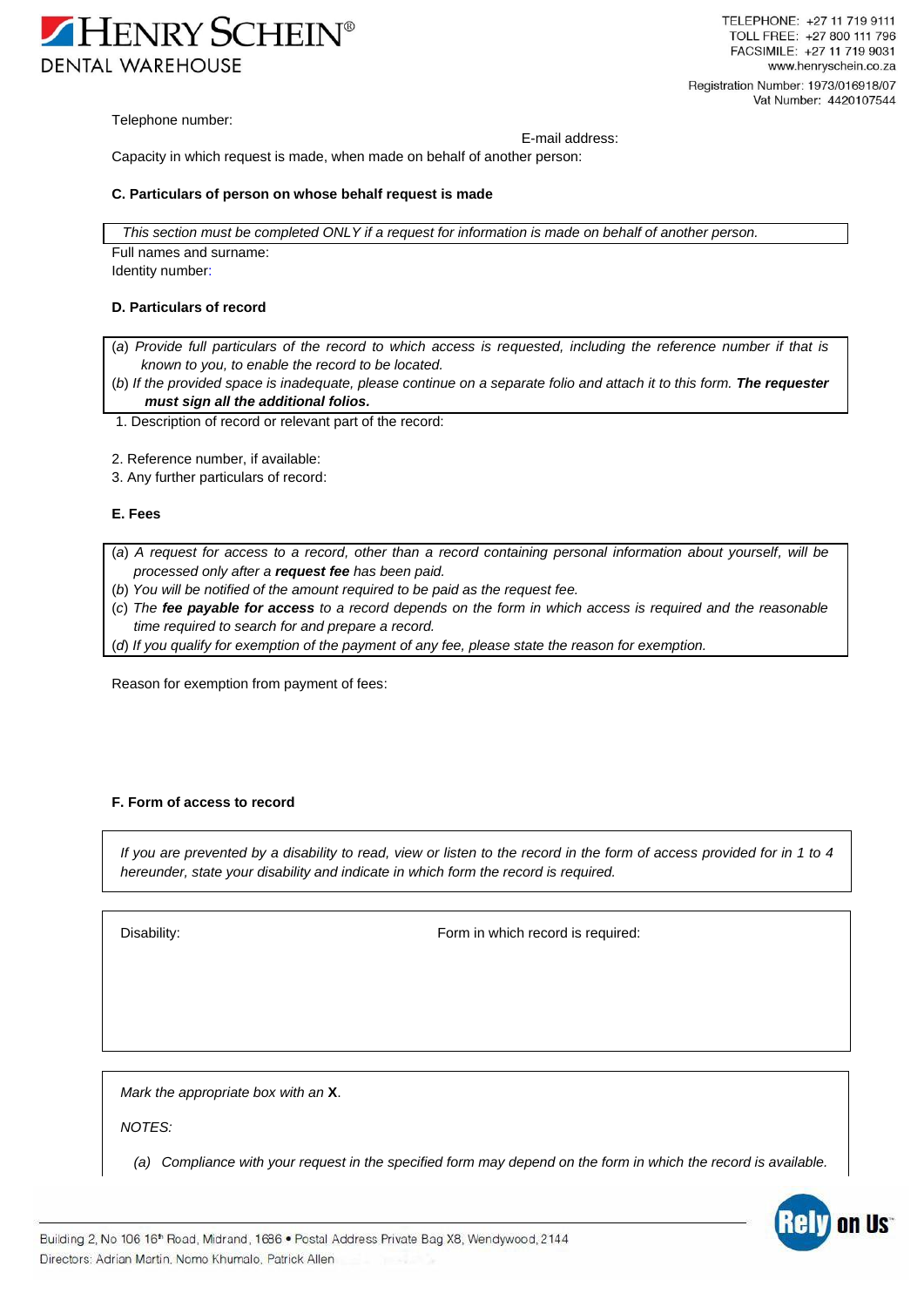Telephone number:

E-mail address:

Capacity in which request is made, when made on behalf of another person:

**C. Particulars of person on whose behalf request is made**

*This section must be completed ONLY if a request for information is made on behalf of another person.*

Full names and surname:

Identity number:

**D. Particulars of record**

(*a*) *Provide full particulars of the record to which access is requested, including the reference number if that is known to you, to enable the record to be located.*

(*b*) *If the provided space is inadequate, please continue on a separate folio and attach it to this form.* ***The requester must sign all the additional folios.***

1. Description of record or relevant part of the record:

2. Reference number, if available:
3. Any further particulars of record:

**E. Fees**

(*a*) *A request for access to a record, other than a record containing personal information about yourself, will be processed only after a* ***request fee*** *has been paid.*

(*b*) *You will be notified of the amount required to be paid as the request fee.*

(*c*) *The* ***fee payable for access*** *to a record depends on the form in which access is required and the reasonable time required to search for and prepare a record.*

(*d*) *If you qualify for exemption of the payment of any fee, please state the reason for exemption.*

Reason for exemption from payment of fees:

**F. Form of access to record**

*If you are prevented by a disability to read, view or listen to the record in the form of access provided for in 1 to 4 hereunder, state your disability and indicate in which form the record is required.*

| Disability: | Form in which record is required: |
|---|---|
| | |

*Mark the appropriate box with an* **X**.

*NOTES:*

*(a) Compliance with your request in the specified form may depend on the form in which the record is available.*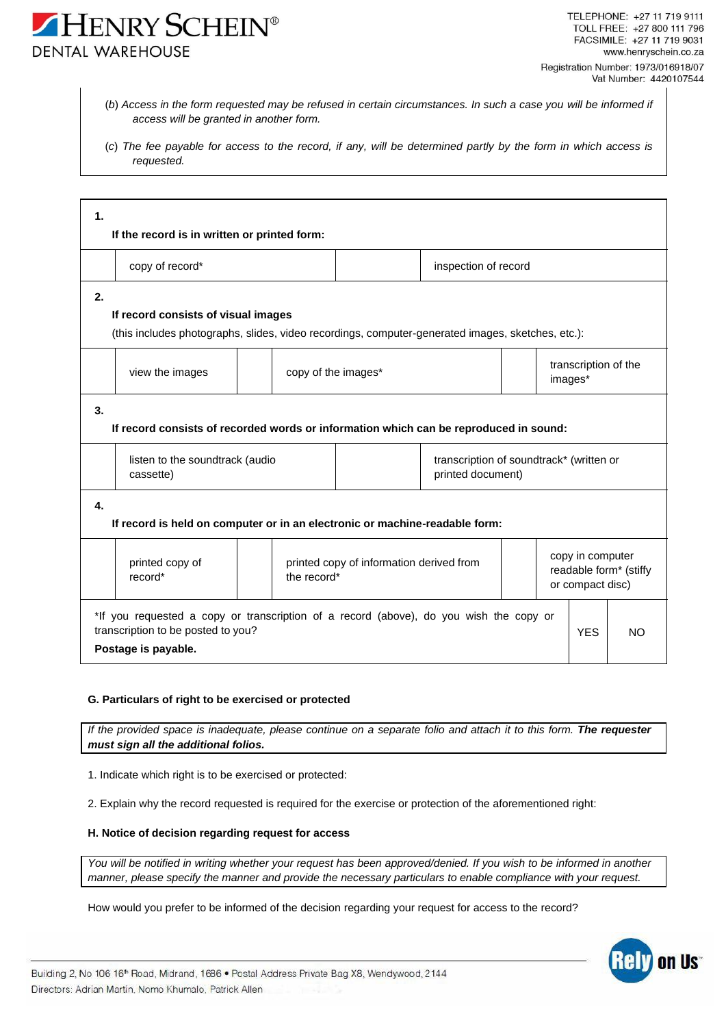(*b*) *Access in the form requested may be refused in certain circumstances. In such a case you will be informed if access will be granted in another form.*

(*c*) *The fee payable for access to the record, if any, will be determined partly by the form in which access is requested.*

**1. If the record is in written or printed form:**

| | | | |
|---|---|---|---|
| | copy of record* | | inspection of record |

**2. If record consists of visual images**

(this includes photographs, slides, video recordings, computer-generated images, sketches, etc.):

| | | | | | |
|---|---|---|---|---|---|
| | view the images | | copy of the images* | | transcription of the images* |

**3. If record consists of recorded words or information which can be reproduced in sound:**

| | | | |
|---|---|---|---|
| | listen to the soundtrack (audio cassette) | | transcription of soundtrack* (written or printed document) |

**4. If record is held on computer or in an electronic or machine-readable form:**

| | | | | | |
|---|---|---|---|---|---|
| | printed copy of record* | | printed copy of information derived from the record* | | copy in computer readable form* (stiffy or compact disc) |

| | | |
|---|---|---|
| *If you requested a copy or transcription of a record (above), do you wish the copy or transcription to be posted to you? **Postage is payable.** | YES | NO |

**G. Particulars of right to be exercised or protected**

*If the provided space is inadequate, please continue on a separate folio and attach it to this form.* ***The requester must sign all the additional folios.***

1. Indicate which right is to be exercised or protected:

2. Explain why the record requested is required for the exercise or protection of the aforementioned right:

**H. Notice of decision regarding request for access**

*You will be notified in writing whether your request has been approved/denied. If you wish to be informed in another manner, please specify the manner and provide the necessary particulars to enable compliance with your request.*

How would you prefer to be informed of the decision regarding your request for access to the record?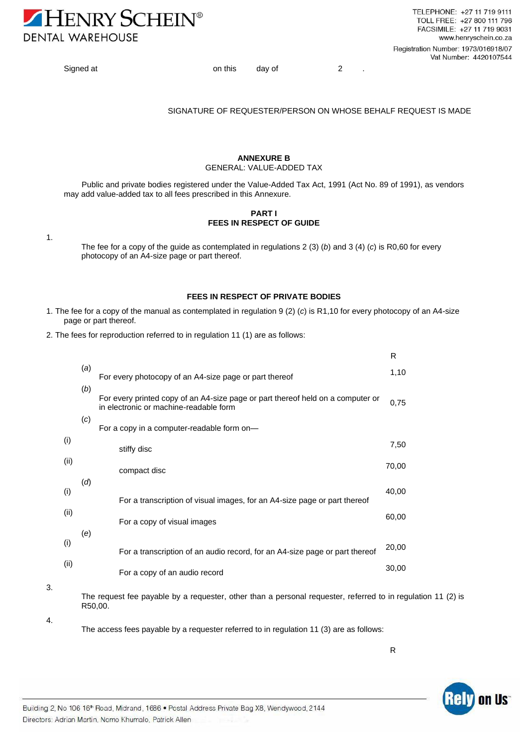Signed at on this day of 2 .

SIGNATURE OF REQUESTER/PERSON ON WHOSE BEHALF REQUEST IS MADE

**ANNEXURE B**

GENERAL: VALUE-ADDED TAX

Public and private bodies registered under the Value-Added Tax Act, 1991 (Act No. 89 of 1991), as vendors may add value-added tax to all fees prescribed in this Annexure.

**PART I**
**FEES IN RESPECT OF GUIDE**

1. The fee for a copy of the guide as contemplated in regulations 2 (3) (*b*) and 3 (4) (*c*) is R0,60 for every photocopy of an A4-size page or part thereof.

**FEES IN RESPECT OF PRIVATE BODIES**

1. The fee for a copy of the manual as contemplated in regulation 9 (2) (*c*) is R1,10 for every photocopy of an A4-size page or part thereof.
2. The fees for reproduction referred to in regulation 11 (1) are as follows:

| | | | R |
|---|---|---|---|
| | (*a*) | For every photocopy of an A4-size page or part thereof | 1,10 |
| | (*b*) | For every printed copy of an A4-size page or part thereof held on a computer or in electronic or machine-readable form | 0,75 |
| | (*c*) | For a copy in a computer-readable form on— | |
| (i) | | stiffy disc | 7,50 |
| (ii) | | compact disc | 70,00 |
| | (*d*) | | |
| (i) | | For a transcription of visual images, for an A4-size page or part thereof | 40,00 |
| (ii) | | For a copy of visual images | 60,00 |
| | (*e*) | | |
| (i) | | For a transcription of an audio record, for an A4-size page or part thereof | 20,00 |
| (ii) | | For a copy of an audio record | 30,00 |

3. The request fee payable by a requester, other than a personal requester, referred to in regulation 11 (2) is R50,00.
4. The access fees payable by a requester referred to in regulation 11 (3) are as follows:

R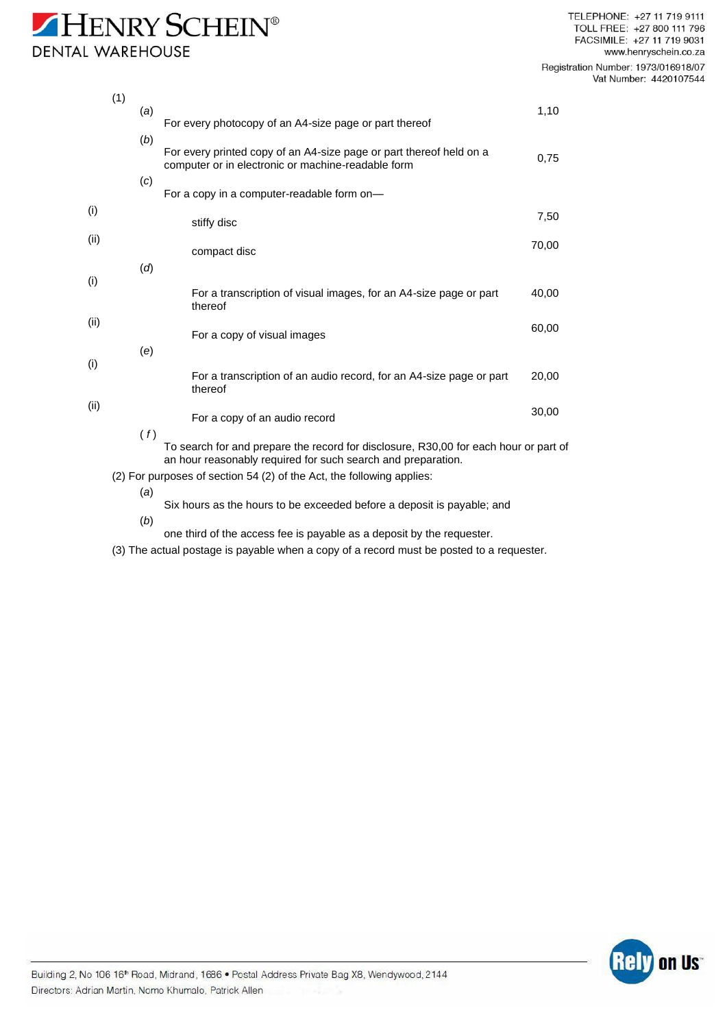(1)

(a) For every photocopy of an A4-size page or part thereof — 1,10

(b) For every printed copy of an A4-size page or part thereof held on a computer or in electronic or machine-readable form — 0,75

(c) For a copy in a computer-readable form on—

(i) stiffy disc — 7,50

(ii) compact disc — 70,00

(d)

(i) For a transcription of visual images, for an A4-size page or part thereof — 40,00

(ii) For a copy of visual images — 60,00

(e)

(i) For a transcription of an audio record, for an A4-size page or part thereof — 20,00

(ii) For a copy of an audio record — 30,00

(f) To search for and prepare the record for disclosure, R30,00 for each hour or part of an hour reasonably required for such search and preparation.

(2) For purposes of section 54 (2) of the Act, the following applies:

(a) Six hours as the hours to be exceeded before a deposit is payable; and

(b) one third of the access fee is payable as a deposit by the requester.

(3) The actual postage is payable when a copy of a record must be posted to a requester.